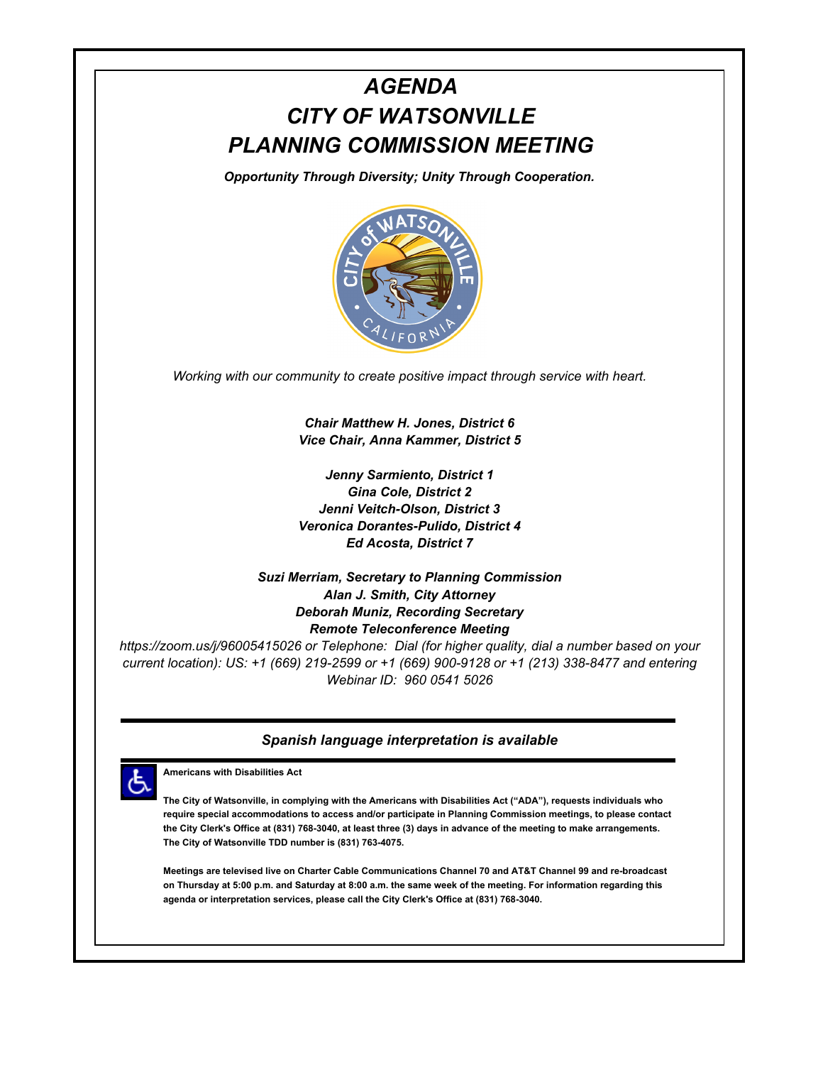# *AGENDA*
# *CITY OF WATSONVILLE*
# *PLANNING COMMISSION MEETING*

***Opportunity Through Diversity; Unity Through Cooperation.***

*Working with our community to create positive impact through service with heart.*

***Chair Matthew H. Jones, District 6***
***Vice Chair, Anna Kammer, District 5***

***Jenny Sarmiento, District 1***
***Gina Cole, District 2***
***Jenni Veitch-Olson, District 3***
***Veronica Dorantes-Pulido, District 4***
***Ed Acosta, District 7***

***Suzi Merriam, Secretary to Planning Commission***
***Alan J. Smith, City Attorney***
***Deborah Muniz, Recording Secretary***
***Remote Teleconference Meeting***

*https://zoom.us/j/96005415026 or Telephone: Dial (for higher quality, dial a number based on your current location): US: +1 (669) 219-2599 or +1 (669) 900-9128 or +1 (213) 338-8477 and entering Webinar ID: 960 0541 5026*

---

***Spanish language interpretation is available***

---

**Americans with Disabilities Act**

**The City of Watsonville, in complying with the Americans with Disabilities Act ("ADA"), requests individuals who require special accommodations to access and/or participate in Planning Commission meetings, to please contact the City Clerk's Office at (831) 768-3040, at least three (3) days in advance of the meeting to make arrangements. The City of Watsonville TDD number is (831) 763-4075.**

**Meetings are televised live on Charter Cable Communications Channel 70 and AT&T Channel 99 and re-broadcast on Thursday at 5:00 p.m. and Saturday at 8:00 a.m. the same week of the meeting. For information regarding this agenda or interpretation services, please call the City Clerk's Office at (831) 768-3040.**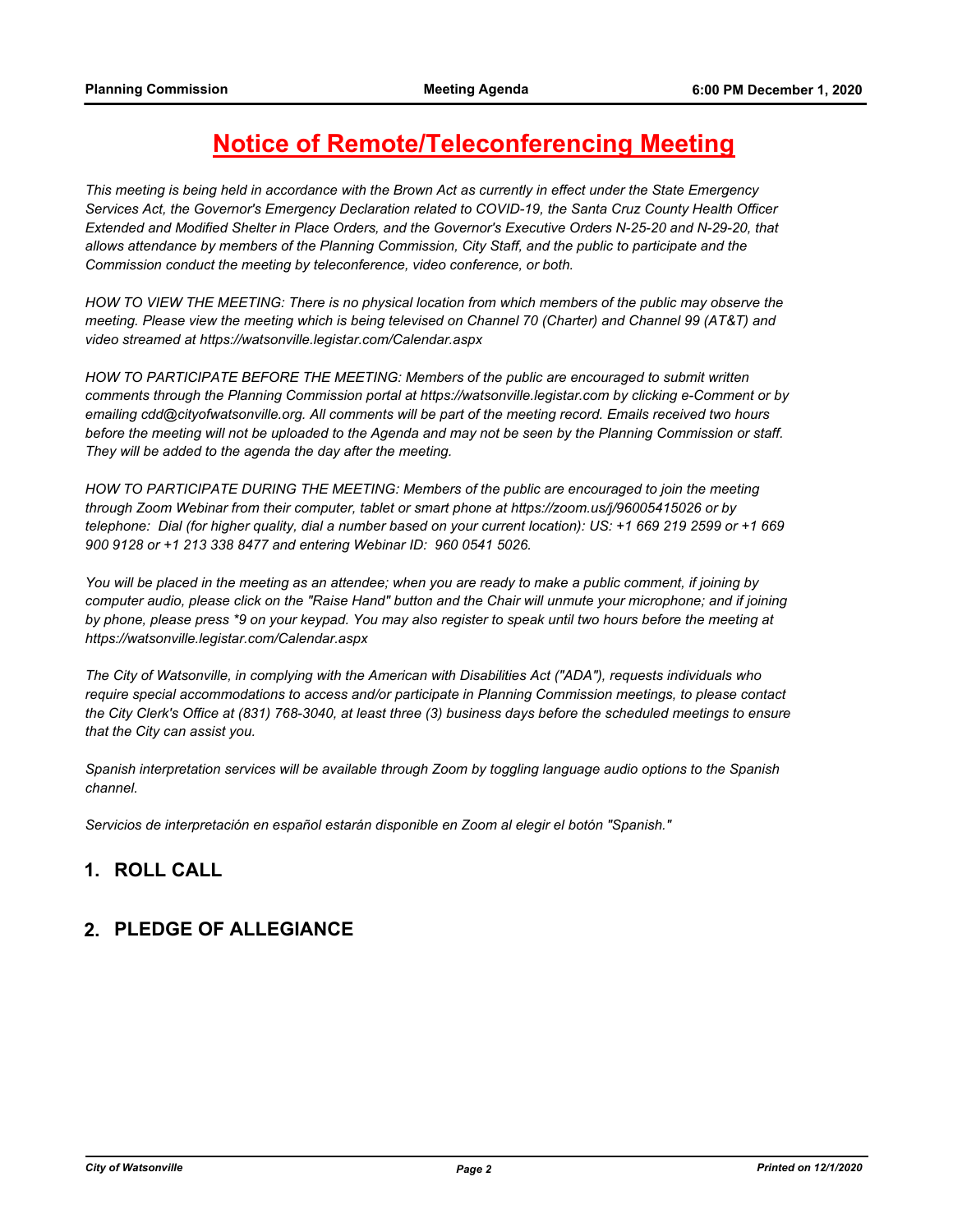# Notice of Remote/Teleconferencing Meeting

*This meeting is being held in accordance with the Brown Act as currently in effect under the State Emergency Services Act, the Governor's Emergency Declaration related to COVID-19, the Santa Cruz County Health Officer Extended and Modified Shelter in Place Orders, and the Governor's Executive Orders N-25-20 and N-29-20, that allows attendance by members of the Planning Commission, City Staff, and the public to participate and the Commission conduct the meeting by teleconference, video conference, or both.*

*HOW TO VIEW THE MEETING: There is no physical location from which members of the public may observe the meeting. Please view the meeting which is being televised on Channel 70 (Charter) and Channel 99 (AT&T) and video streamed at https://watsonville.legistar.com/Calendar.aspx*

*HOW TO PARTICIPATE BEFORE THE MEETING: Members of the public are encouraged to submit written comments through the Planning Commission portal at https://watsonville.legistar.com by clicking e-Comment or by emailing cdd@cityofwatsonville.org. All comments will be part of the meeting record. Emails received two hours before the meeting will not be uploaded to the Agenda and may not be seen by the Planning Commission or staff. They will be added to the agenda the day after the meeting.*

*HOW TO PARTICIPATE DURING THE MEETING: Members of the public are encouraged to join the meeting through Zoom Webinar from their computer, tablet or smart phone at https://zoom.us/j/96005415026 or by telephone: Dial (for higher quality, dial a number based on your current location): US: +1 669 219 2599 or +1 669 900 9128 or +1 213 338 8477 and entering Webinar ID: 960 0541 5026.*

*You will be placed in the meeting as an attendee; when you are ready to make a public comment, if joining by computer audio, please click on the "Raise Hand" button and the Chair will unmute your microphone; and if joining by phone, please press *9 on your keypad. You may also register to speak until two hours before the meeting at https://watsonville.legistar.com/Calendar.aspx*

*The City of Watsonville, in complying with the American with Disabilities Act ("ADA"), requests individuals who require special accommodations to access and/or participate in Planning Commission meetings, to please contact the City Clerk's Office at (831) 768-3040, at least three (3) business days before the scheduled meetings to ensure that the City can assist you.*

*Spanish interpretation services will be available through Zoom by toggling language audio options to the Spanish channel.*

*Servicios de interpretación en español estarán disponible en Zoom al elegir el botón "Spanish."*

## 1. ROLL CALL

## 2. PLEDGE OF ALLEGIANCE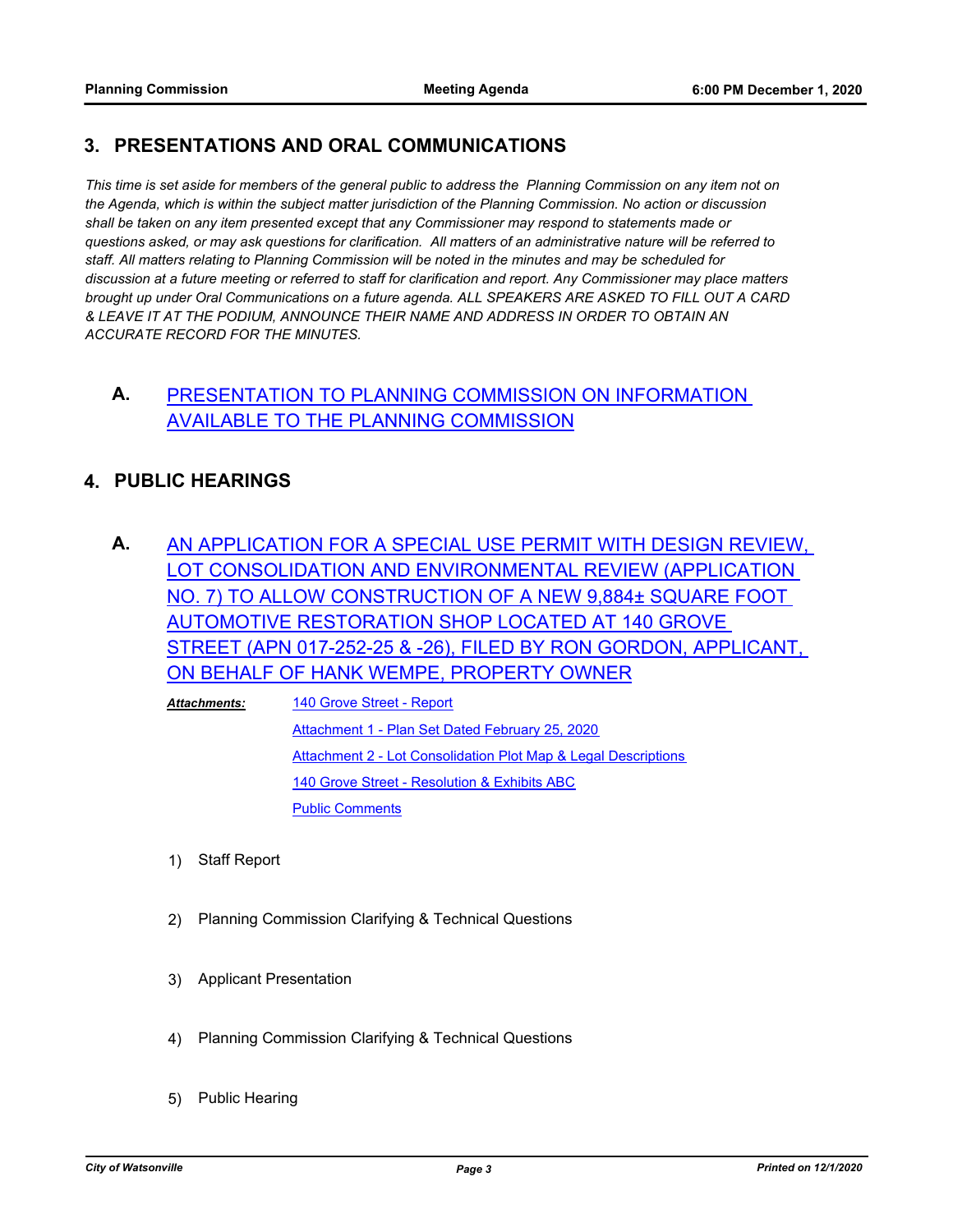## 3. PRESENTATIONS AND ORAL COMMUNICATIONS

*This time is set aside for members of the general public to address the Planning Commission on any item not on the Agenda, which is within the subject matter jurisdiction of the Planning Commission. No action or discussion shall be taken on any item presented except that any Commissioner may respond to statements made or questions asked, or may ask questions for clarification. All matters of an administrative nature will be referred to staff. All matters relating to Planning Commission will be noted in the minutes and may be scheduled for discussion at a future meeting or referred to staff for clarification and report. Any Commissioner may place matters brought up under Oral Communications on a future agenda. ALL SPEAKERS ARE ASKED TO FILL OUT A CARD & LEAVE IT AT THE PODIUM, ANNOUNCE THEIR NAME AND ADDRESS IN ORDER TO OBTAIN AN ACCURATE RECORD FOR THE MINUTES.*

**A.** PRESENTATION TO PLANNING COMMISSION ON INFORMATION AVAILABLE TO THE PLANNING COMMISSION

## 4. PUBLIC HEARINGS

**A.** AN APPLICATION FOR A SPECIAL USE PERMIT WITH DESIGN REVIEW, LOT CONSOLIDATION AND ENVIRONMENTAL REVIEW (APPLICATION NO. 7) TO ALLOW CONSTRUCTION OF A NEW 9,884± SQUARE FOOT AUTOMOTIVE RESTORATION SHOP LOCATED AT 140 GROVE STREET (APN 017-252-25 & -26), FILED BY RON GORDON, APPLICANT, ON BEHALF OF HANK WEMPE, PROPERTY OWNER

***Attachments:***
- 140 Grove Street - Report
- Attachment 1 - Plan Set Dated February 25, 2020
- Attachment 2 - Lot Consolidation Plot Map & Legal Descriptions
- 140 Grove Street - Resolution & Exhibits ABC
- Public Comments

1) Staff Report

2) Planning Commission Clarifying & Technical Questions

3) Applicant Presentation

4) Planning Commission Clarifying & Technical Questions

5) Public Hearing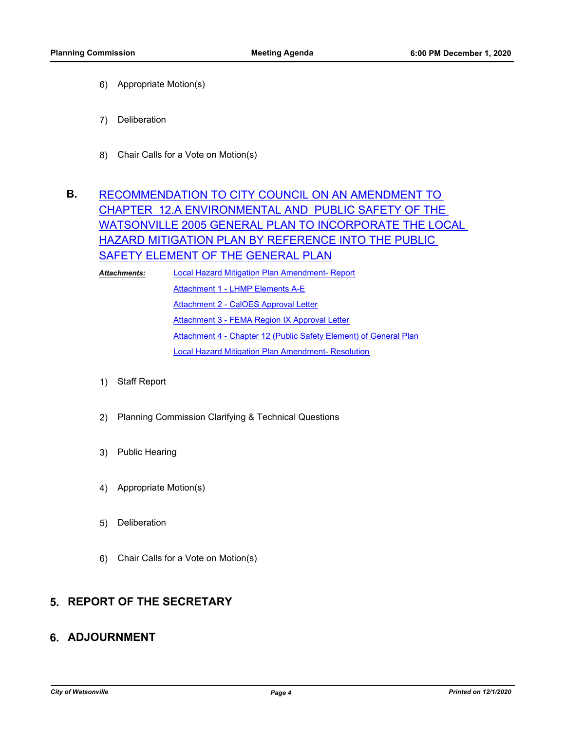6) Appropriate Motion(s)

7) Deliberation

8) Chair Calls for a Vote on Motion(s)

**B.** RECOMMENDATION TO CITY COUNCIL ON AN AMENDMENT TO CHAPTER 12.A ENVIRONMENTAL AND PUBLIC SAFETY OF THE WATSONVILLE 2005 GENERAL PLAN TO INCORPORATE THE LOCAL HAZARD MITIGATION PLAN BY REFERENCE INTO THE PUBLIC SAFETY ELEMENT OF THE GENERAL PLAN

***Attachments:***
- Local Hazard Mitigation Plan Amendment- Report
- Attachment 1 - LHMP Elements A-E
- Attachment 2 - CalOES Approval Letter
- Attachment 3 - FEMA Region IX Approval Letter
- Attachment 4 - Chapter 12 (Public Safety Element) of General Plan
- Local Hazard Mitigation Plan Amendment- Resolution

1) Staff Report

2) Planning Commission Clarifying & Technical Questions

3) Public Hearing

4) Appropriate Motion(s)

5) Deliberation

6) Chair Calls for a Vote on Motion(s)

## 5. REPORT OF THE SECRETARY

## 6. ADJOURNMENT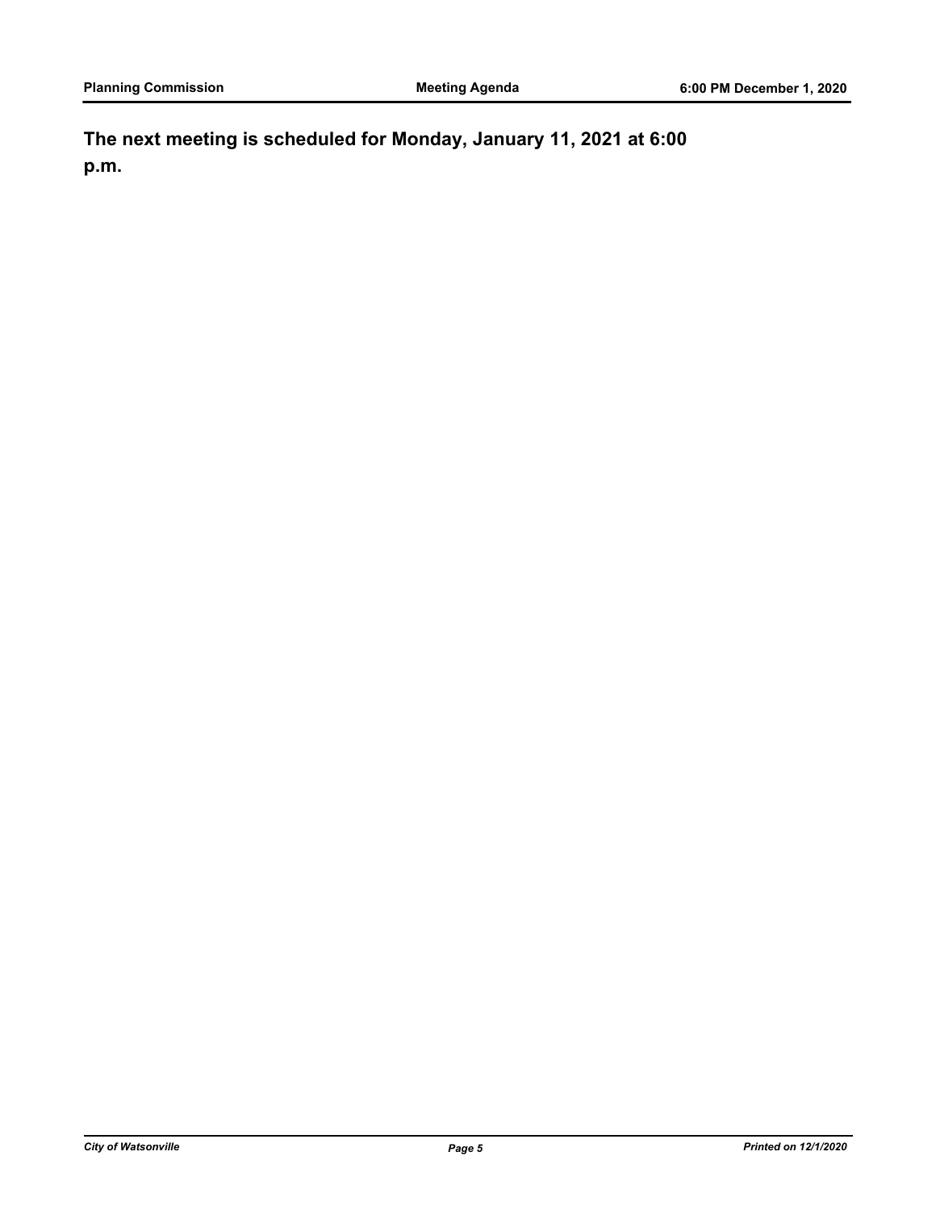**The next meeting is scheduled for Monday, January 11, 2021 at 6:00 p.m.**